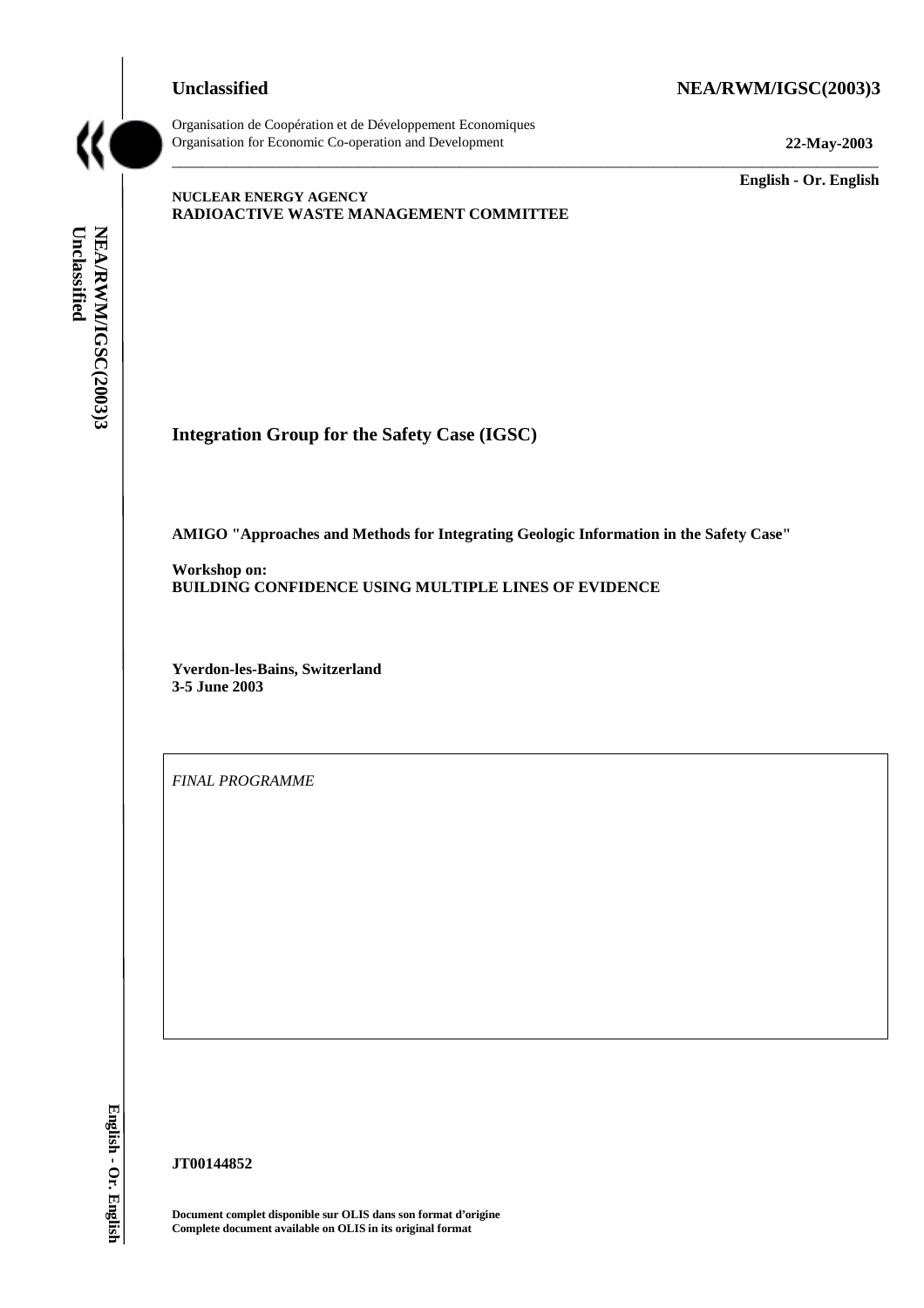**Unclassified** **NEA/RWM/IGSC(2003)3**

Organisation de Coopération et de Développement Economiques
Organisation for Economic Co-operation and Development **22-May-2003**

**English - Or. English**

**NUCLEAR ENERGY AGENCY**
**RADIOACTIVE WASTE MANAGEMENT COMMITTEE**

# Integration Group for the Safety Case (IGSC)

**AMIGO "Approaches and Methods for Integrating Geologic Information in the Safety Case"**

**Workshop on:**
**BUILDING CONFIDENCE USING MULTIPLE LINES OF EVIDENCE**

**Yverdon-les-Bains, Switzerland**
**3-5 June 2003**

*FINAL PROGRAMME*

**JT00144852**

**Document complet disponible sur OLIS dans son format d'origine**
**Complete document available on OLIS in its original format**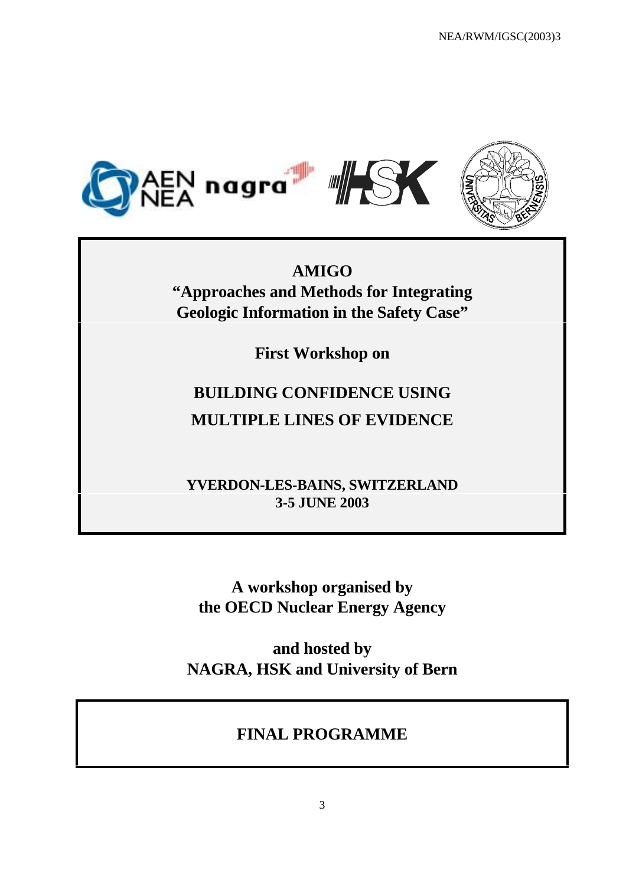NEA/RWM/IGSC(2003)3

# AMIGO

## "Approaches and Methods for Integrating Geologic Information in the Safety Case"

**First Workshop on**

## BUILDING CONFIDENCE USING MULTIPLE LINES OF EVIDENCE

**YVERDON-LES-BAINS, SWITZERLAND**
**3-5 JUNE 2003**

**A workshop organised by**
**the OECD Nuclear Energy Agency**

**and hosted by**
**NAGRA, HSK and University of Bern**

## FINAL PROGRAMME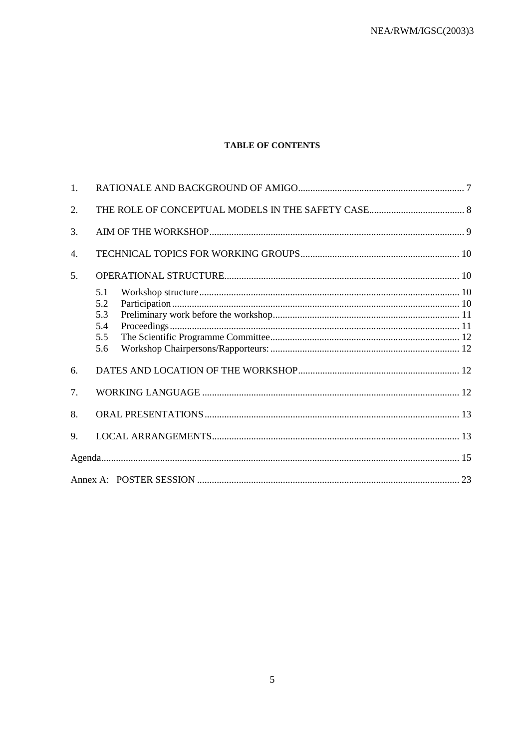**TABLE OF CONTENTS**

1. RATIONALE AND BACKGROUND OF AMIGO .................................................. 7
2. THE ROLE OF CONCEPTUAL MODELS IN THE SAFETY CASE .................................................. 8
3. AIM OF THE WORKSHOP .................................................. 9
4. TECHNICAL TOPICS FOR WORKING GROUPS .................................................. 10
5. OPERATIONAL STRUCTURE .................................................. 10
   - 5.1 Workshop structure .................................................. 10
   - 5.2 Participation .................................................. 10
   - 5.3 Preliminary work before the workshop .................................................. 11
   - 5.4 Proceedings .................................................. 11
   - 5.5 The Scientific Programme Committee .................................................. 12
   - 5.6 Workshop Chairpersons/Rapporteurs: .................................................. 12
6. DATES AND LOCATION OF THE WORKSHOP .................................................. 12
7. WORKING LANGUAGE .................................................. 12
8. ORAL PRESENTATIONS .................................................. 13
9. LOCAL ARRANGEMENTS .................................................. 13

Agenda .................................................. 15

Annex A: POSTER SESSION .................................................. 23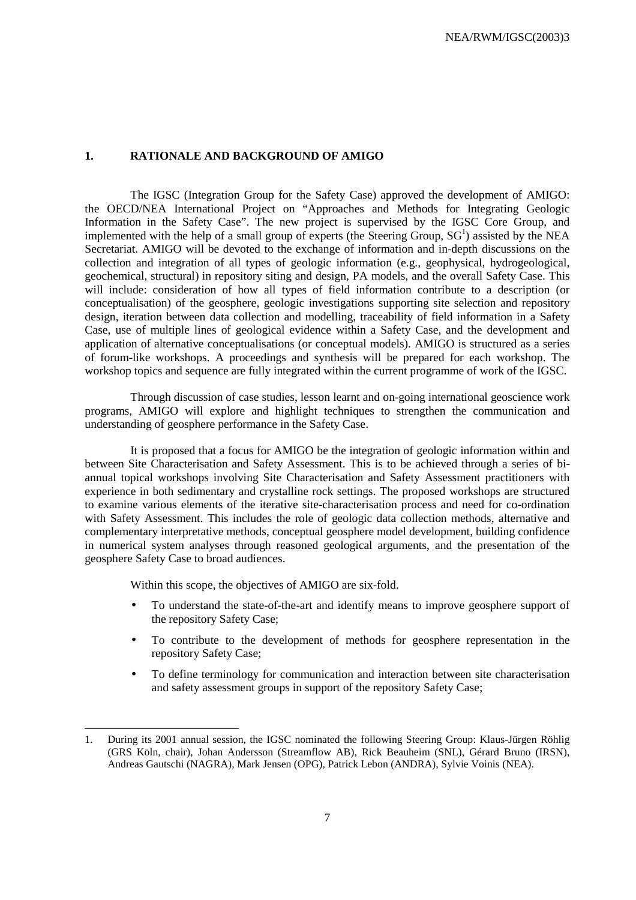## 1. RATIONALE AND BACKGROUND OF AMIGO

The IGSC (Integration Group for the Safety Case) approved the development of AMIGO: the OECD/NEA International Project on "Approaches and Methods for Integrating Geologic Information in the Safety Case". The new project is supervised by the IGSC Core Group, and implemented with the help of a small group of experts (the Steering Group, SG[1]) assisted by the NEA Secretariat. AMIGO will be devoted to the exchange of information and in-depth discussions on the collection and integration of all types of geologic information (e.g., geophysical, hydrogeological, geochemical, structural) in repository siting and design, PA models, and the overall Safety Case. This will include: consideration of how all types of field information contribute to a description (or conceptualisation) of the geosphere, geologic investigations supporting site selection and repository design, iteration between data collection and modelling, traceability of field information in a Safety Case, use of multiple lines of geological evidence within a Safety Case, and the development and application of alternative conceptualisations (or conceptual models). AMIGO is structured as a series of forum-like workshops. A proceedings and synthesis will be prepared for each workshop. The workshop topics and sequence are fully integrated within the current programme of work of the IGSC.

Through discussion of case studies, lesson learnt and on-going international geoscience work programs, AMIGO will explore and highlight techniques to strengthen the communication and understanding of geosphere performance in the Safety Case.

It is proposed that a focus for AMIGO be the integration of geologic information within and between Site Characterisation and Safety Assessment. This is to be achieved through a series of bi-annual topical workshops involving Site Characterisation and Safety Assessment practitioners with experience in both sedimentary and crystalline rock settings. The proposed workshops are structured to examine various elements of the iterative site-characterisation process and need for co-ordination with Safety Assessment. This includes the role of geologic data collection methods, alternative and complementary interpretative methods, conceptual geosphere model development, building confidence in numerical system analyses through reasoned geological arguments, and the presentation of the geosphere Safety Case to broad audiences.

Within this scope, the objectives of AMIGO are six-fold.

- To understand the state-of-the-art and identify means to improve geosphere support of the repository Safety Case;
- To contribute to the development of methods for geosphere representation in the repository Safety Case;
- To define terminology for communication and interaction between site characterisation and safety assessment groups in support of the repository Safety Case;

---

1. During its 2001 annual session, the IGSC nominated the following Steering Group: Klaus-Jürgen Röhlig (GRS Köln, chair), Johan Andersson (Streamflow AB), Rick Beauheim (SNL), Gérard Bruno (IRSN), Andreas Gautschi (NAGRA), Mark Jensen (OPG), Patrick Lebon (ANDRA), Sylvie Voinis (NEA).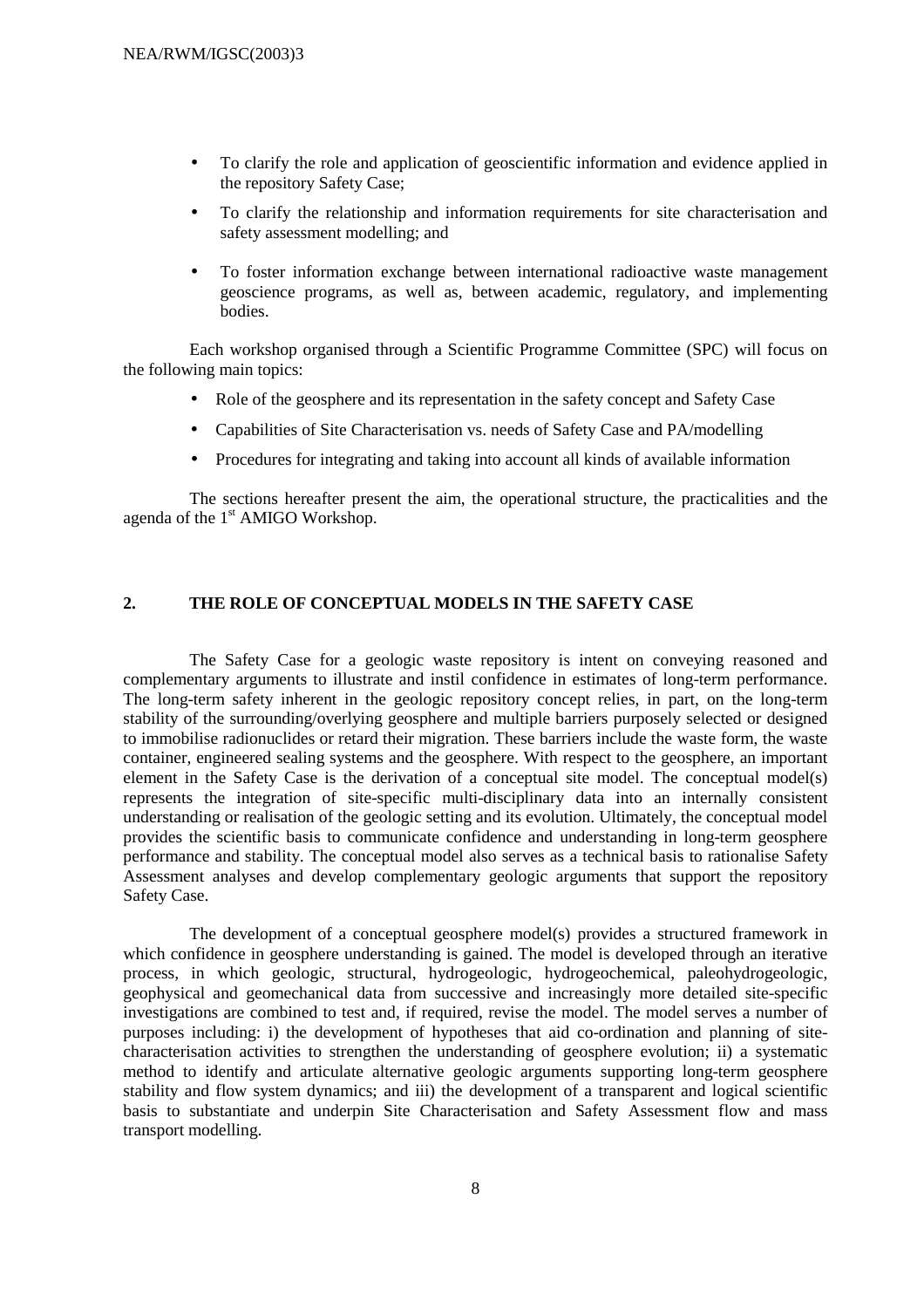- To clarify the role and application of geoscientific information and evidence applied in the repository Safety Case;
- To clarify the relationship and information requirements for site characterisation and safety assessment modelling; and
- To foster information exchange between international radioactive waste management geoscience programs, as well as, between academic, regulatory, and implementing bodies.

Each workshop organised through a Scientific Programme Committee (SPC) will focus on the following main topics:

- Role of the geosphere and its representation in the safety concept and Safety Case
- Capabilities of Site Characterisation vs. needs of Safety Case and PA/modelling
- Procedures for integrating and taking into account all kinds of available information

The sections hereafter present the aim, the operational structure, the practicalities and the agenda of the 1st AMIGO Workshop.

## 2. THE ROLE OF CONCEPTUAL MODELS IN THE SAFETY CASE

The Safety Case for a geologic waste repository is intent on conveying reasoned and complementary arguments to illustrate and instil confidence in estimates of long-term performance. The long-term safety inherent in the geologic repository concept relies, in part, on the long-term stability of the surrounding/overlying geosphere and multiple barriers purposely selected or designed to immobilise radionuclides or retard their migration. These barriers include the waste form, the waste container, engineered sealing systems and the geosphere. With respect to the geosphere, an important element in the Safety Case is the derivation of a conceptual site model. The conceptual model(s) represents the integration of site-specific multi-disciplinary data into an internally consistent understanding or realisation of the geologic setting and its evolution. Ultimately, the conceptual model provides the scientific basis to communicate confidence and understanding in long-term geosphere performance and stability. The conceptual model also serves as a technical basis to rationalise Safety Assessment analyses and develop complementary geologic arguments that support the repository Safety Case.

The development of a conceptual geosphere model(s) provides a structured framework in which confidence in geosphere understanding is gained. The model is developed through an iterative process, in which geologic, structural, hydrogeologic, hydrogeochemical, paleohydrogeologic, geophysical and geomechanical data from successive and increasingly more detailed site-specific investigations are combined to test and, if required, revise the model. The model serves a number of purposes including: i) the development of hypotheses that aid co-ordination and planning of site-characterisation activities to strengthen the understanding of geosphere evolution; ii) a systematic method to identify and articulate alternative geologic arguments supporting long-term geosphere stability and flow system dynamics; and iii) the development of a transparent and logical scientific basis to substantiate and underpin Site Characterisation and Safety Assessment flow and mass transport modelling.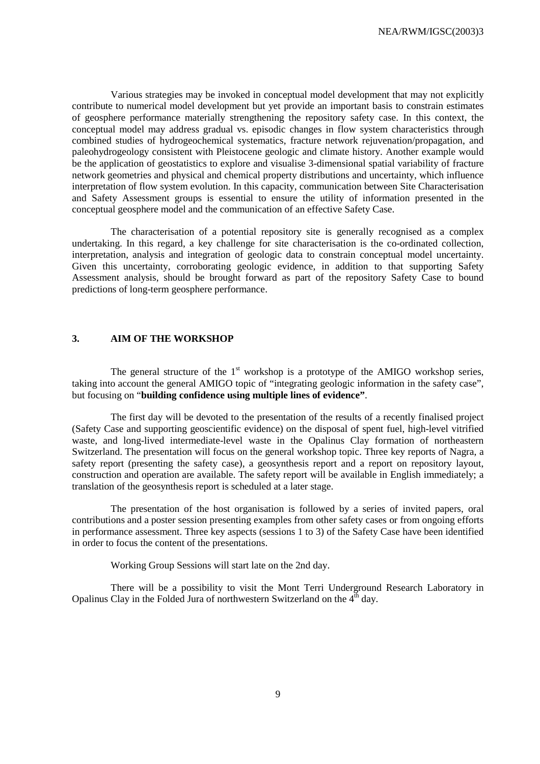Various strategies may be invoked in conceptual model development that may not explicitly contribute to numerical model development but yet provide an important basis to constrain estimates of geosphere performance materially strengthening the repository safety case. In this context, the conceptual model may address gradual vs. episodic changes in flow system characteristics through combined studies of hydrogeochemical systematics, fracture network rejuvenation/propagation, and paleohydrogeology consistent with Pleistocene geologic and climate history. Another example would be the application of geostatistics to explore and visualise 3-dimensional spatial variability of fracture network geometries and physical and chemical property distributions and uncertainty, which influence interpretation of flow system evolution. In this capacity, communication between Site Characterisation and Safety Assessment groups is essential to ensure the utility of information presented in the conceptual geosphere model and the communication of an effective Safety Case.

The characterisation of a potential repository site is generally recognised as a complex undertaking. In this regard, a key challenge for site characterisation is the co-ordinated collection, interpretation, analysis and integration of geologic data to constrain conceptual model uncertainty. Given this uncertainty, corroborating geologic evidence, in addition to that supporting Safety Assessment analysis, should be brought forward as part of the repository Safety Case to bound predictions of long-term geosphere performance.

## 3. AIM OF THE WORKSHOP

The general structure of the 1st workshop is a prototype of the AMIGO workshop series, taking into account the general AMIGO topic of "integrating geologic information in the safety case", but focusing on "**building confidence using multiple lines of evidence"**.

The first day will be devoted to the presentation of the results of a recently finalised project (Safety Case and supporting geoscientific evidence) on the disposal of spent fuel, high-level vitrified waste, and long-lived intermediate-level waste in the Opalinus Clay formation of northeastern Switzerland. The presentation will focus on the general workshop topic. Three key reports of Nagra, a safety report (presenting the safety case), a geosynthesis report and a report on repository layout, construction and operation are available. The safety report will be available in English immediately; a translation of the geosynthesis report is scheduled at a later stage.

The presentation of the host organisation is followed by a series of invited papers, oral contributions and a poster session presenting examples from other safety cases or from ongoing efforts in performance assessment. Three key aspects (sessions 1 to 3) of the Safety Case have been identified in order to focus the content of the presentations.

Working Group Sessions will start late on the 2nd day.

There will be a possibility to visit the Mont Terri Underground Research Laboratory in Opalinus Clay in the Folded Jura of northwestern Switzerland on the 4th day.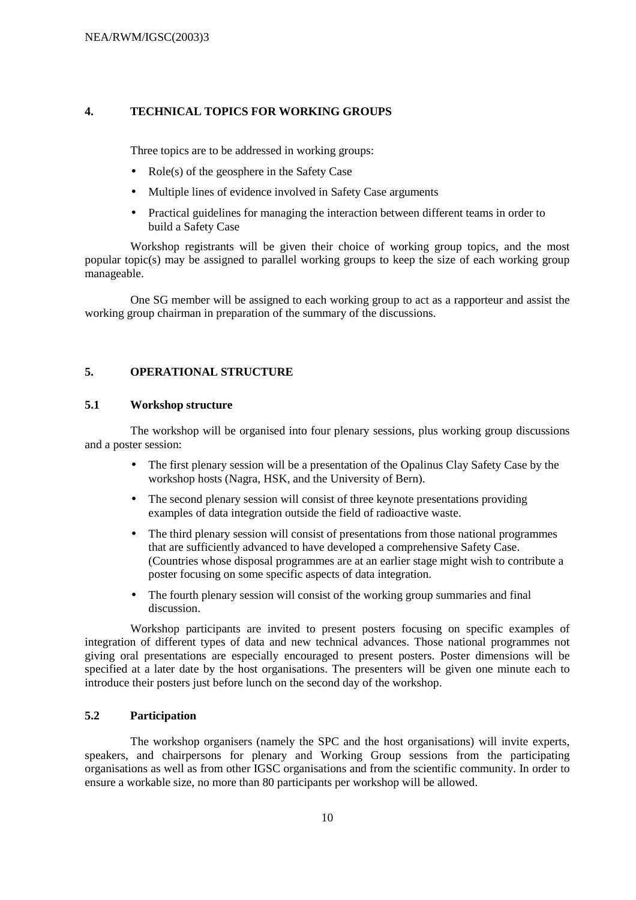## 4. TECHNICAL TOPICS FOR WORKING GROUPS

Three topics are to be addressed in working groups:

- Role(s) of the geosphere in the Safety Case
- Multiple lines of evidence involved in Safety Case arguments
- Practical guidelines for managing the interaction between different teams in order to build a Safety Case

Workshop registrants will be given their choice of working group topics, and the most popular topic(s) may be assigned to parallel working groups to keep the size of each working group manageable.

One SG member will be assigned to each working group to act as a rapporteur and assist the working group chairman in preparation of the summary of the discussions.

## 5. OPERATIONAL STRUCTURE

### 5.1 Workshop structure

The workshop will be organised into four plenary sessions, plus working group discussions and a poster session:

- The first plenary session will be a presentation of the Opalinus Clay Safety Case by the workshop hosts (Nagra, HSK, and the University of Bern).
- The second plenary session will consist of three keynote presentations providing examples of data integration outside the field of radioactive waste.
- The third plenary session will consist of presentations from those national programmes that are sufficiently advanced to have developed a comprehensive Safety Case. (Countries whose disposal programmes are at an earlier stage might wish to contribute a poster focusing on some specific aspects of data integration.
- The fourth plenary session will consist of the working group summaries and final discussion.

Workshop participants are invited to present posters focusing on specific examples of integration of different types of data and new technical advances. Those national programmes not giving oral presentations are especially encouraged to present posters. Poster dimensions will be specified at a later date by the host organisations. The presenters will be given one minute each to introduce their posters just before lunch on the second day of the workshop.

### 5.2 Participation

The workshop organisers (namely the SPC and the host organisations) will invite experts, speakers, and chairpersons for plenary and Working Group sessions from the participating organisations as well as from other IGSC organisations and from the scientific community. In order to ensure a workable size, no more than 80 participants per workshop will be allowed.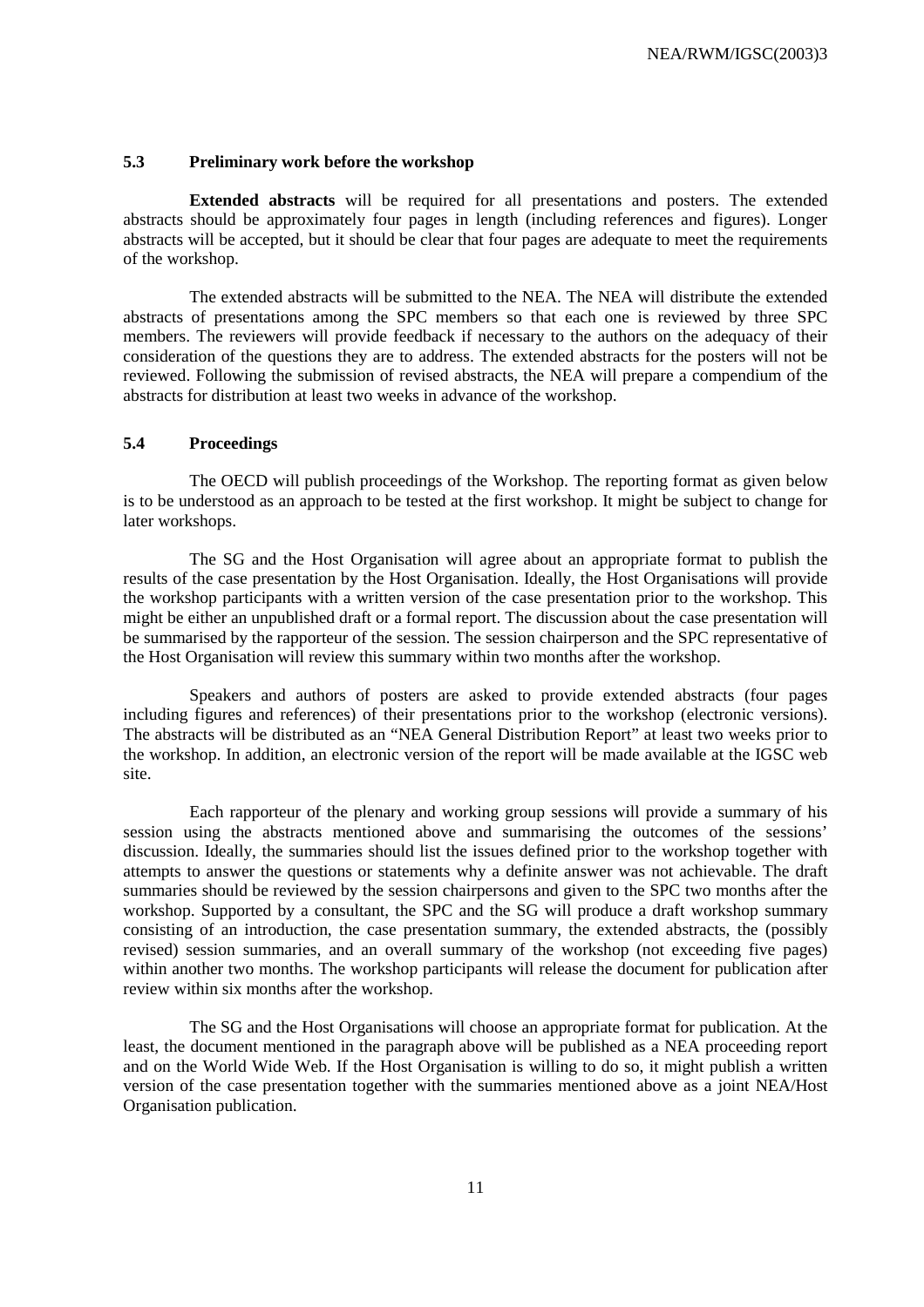### 5.3 Preliminary work before the workshop

**Extended abstracts** will be required for all presentations and posters. The extended abstracts should be approximately four pages in length (including references and figures). Longer abstracts will be accepted, but it should be clear that four pages are adequate to meet the requirements of the workshop.

The extended abstracts will be submitted to the NEA. The NEA will distribute the extended abstracts of presentations among the SPC members so that each one is reviewed by three SPC members. The reviewers will provide feedback if necessary to the authors on the adequacy of their consideration of the questions they are to address. The extended abstracts for the posters will not be reviewed. Following the submission of revised abstracts, the NEA will prepare a compendium of the abstracts for distribution at least two weeks in advance of the workshop.

### 5.4 Proceedings

The OECD will publish proceedings of the Workshop. The reporting format as given below is to be understood as an approach to be tested at the first workshop. It might be subject to change for later workshops.

The SG and the Host Organisation will agree about an appropriate format to publish the results of the case presentation by the Host Organisation. Ideally, the Host Organisations will provide the workshop participants with a written version of the case presentation prior to the workshop. This might be either an unpublished draft or a formal report. The discussion about the case presentation will be summarised by the rapporteur of the session. The session chairperson and the SPC representative of the Host Organisation will review this summary within two months after the workshop.

Speakers and authors of posters are asked to provide extended abstracts (four pages including figures and references) of their presentations prior to the workshop (electronic versions). The abstracts will be distributed as an "NEA General Distribution Report" at least two weeks prior to the workshop. In addition, an electronic version of the report will be made available at the IGSC web site.

Each rapporteur of the plenary and working group sessions will provide a summary of his session using the abstracts mentioned above and summarising the outcomes of the sessions' discussion. Ideally, the summaries should list the issues defined prior to the workshop together with attempts to answer the questions or statements why a definite answer was not achievable. The draft summaries should be reviewed by the session chairpersons and given to the SPC two months after the workshop. Supported by a consultant, the SPC and the SG will produce a draft workshop summary consisting of an introduction, the case presentation summary, the extended abstracts, the (possibly revised) session summaries, and an overall summary of the workshop (not exceeding five pages) within another two months. The workshop participants will release the document for publication after review within six months after the workshop.

The SG and the Host Organisations will choose an appropriate format for publication. At the least, the document mentioned in the paragraph above will be published as a NEA proceeding report and on the World Wide Web. If the Host Organisation is willing to do so, it might publish a written version of the case presentation together with the summaries mentioned above as a joint NEA/Host Organisation publication.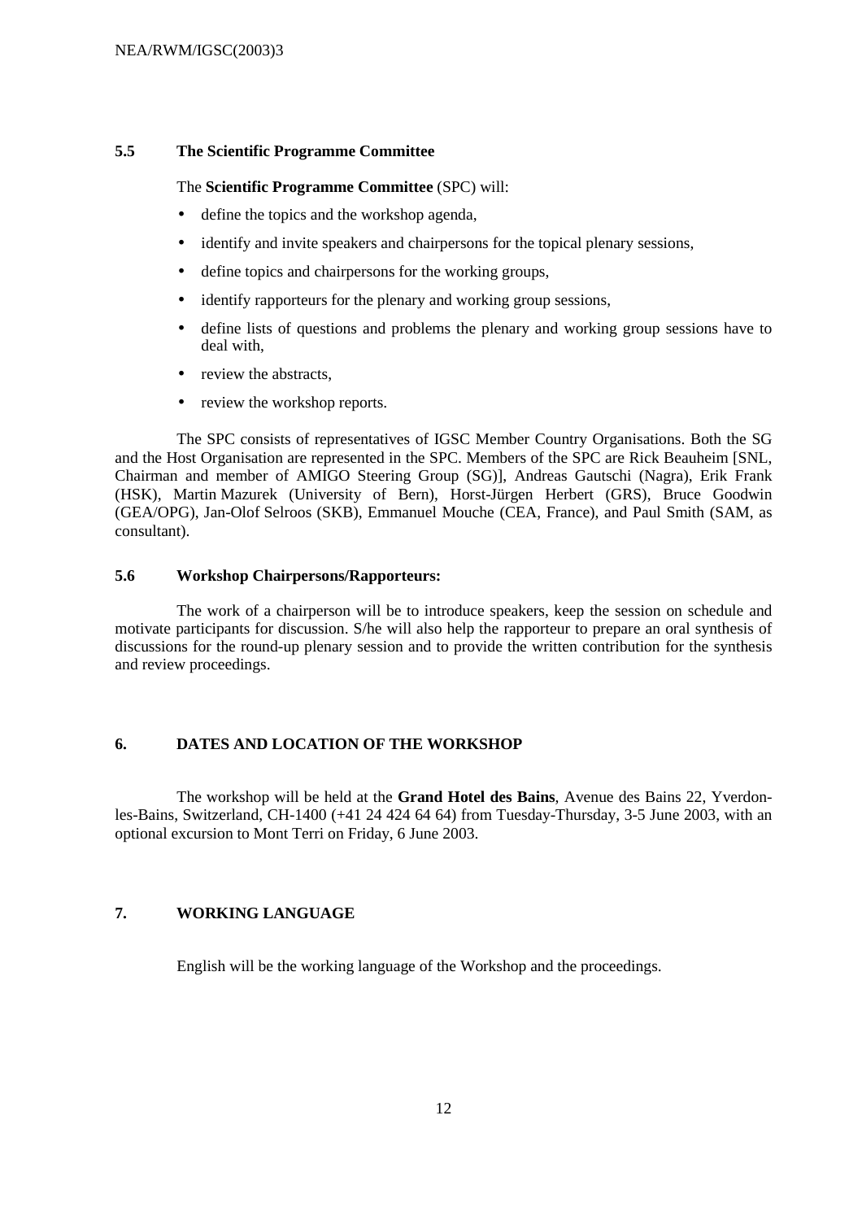### 5.5 The Scientific Programme Committee

The **Scientific Programme Committee** (SPC) will:

- define the topics and the workshop agenda,
- identify and invite speakers and chairpersons for the topical plenary sessions,
- define topics and chairpersons for the working groups,
- identify rapporteurs for the plenary and working group sessions,
- define lists of questions and problems the plenary and working group sessions have to deal with,
- review the abstracts,
- review the workshop reports.

The SPC consists of representatives of IGSC Member Country Organisations. Both the SG and the Host Organisation are represented in the SPC. Members of the SPC are Rick Beauheim [SNL, Chairman and member of AMIGO Steering Group (SG)], Andreas Gautschi (Nagra), Erik Frank (HSK), Martin Mazurek (University of Bern), Horst-Jürgen Herbert (GRS), Bruce Goodwin (GEA/OPG), Jan-Olof Selroos (SKB), Emmanuel Mouche (CEA, France), and Paul Smith (SAM, as consultant).

### 5.6 Workshop Chairpersons/Rapporteurs:

The work of a chairperson will be to introduce speakers, keep the session on schedule and motivate participants for discussion. S/he will also help the rapporteur to prepare an oral synthesis of discussions for the round-up plenary session and to provide the written contribution for the synthesis and review proceedings.

## 6. DATES AND LOCATION OF THE WORKSHOP

The workshop will be held at the **Grand Hotel des Bains**, Avenue des Bains 22, Yverdon-les-Bains, Switzerland, CH-1400 (+41 24 424 64 64) from Tuesday-Thursday, 3-5 June 2003, with an optional excursion to Mont Terri on Friday, 6 June 2003.

## 7. WORKING LANGUAGE

English will be the working language of the Workshop and the proceedings.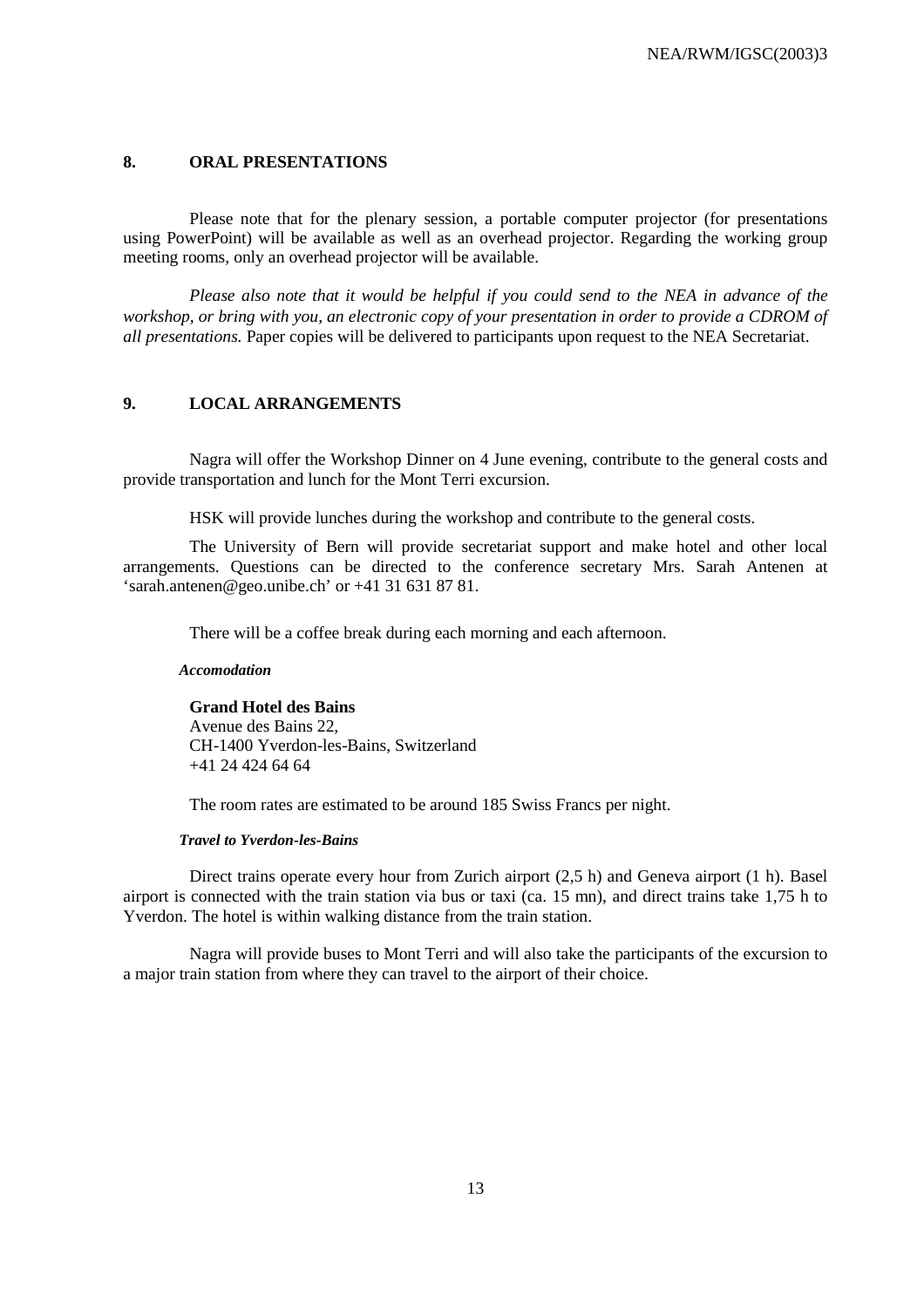## 8. ORAL PRESENTATIONS

Please note that for the plenary session, a portable computer projector (for presentations using PowerPoint) will be available as well as an overhead projector. Regarding the working group meeting rooms, only an overhead projector will be available.

*Please also note that it would be helpful if you could send to the NEA in advance of the workshop, or bring with you, an electronic copy of your presentation in order to provide a CDROM of all presentations.* Paper copies will be delivered to participants upon request to the NEA Secretariat.

## 9. LOCAL ARRANGEMENTS

Nagra will offer the Workshop Dinner on 4 June evening, contribute to the general costs and provide transportation and lunch for the Mont Terri excursion.

HSK will provide lunches during the workshop and contribute to the general costs.

The University of Bern will provide secretariat support and make hotel and other local arrangements. Questions can be directed to the conference secretary Mrs. Sarah Antenen at 'sarah.antenen@geo.unibe.ch' or +41 31 631 87 81.

There will be a coffee break during each morning and each afternoon.

***Accomodation***

**Grand Hotel des Bains**
Avenue des Bains 22,
CH-1400 Yverdon-les-Bains, Switzerland
+41 24 424 64 64

The room rates are estimated to be around 185 Swiss Francs per night.

***Travel to Yverdon-les-Bains***

Direct trains operate every hour from Zurich airport (2,5 h) and Geneva airport (1 h). Basel airport is connected with the train station via bus or taxi (ca. 15 mn), and direct trains take 1,75 h to Yverdon. The hotel is within walking distance from the train station.

Nagra will provide buses to Mont Terri and will also take the participants of the excursion to a major train station from where they can travel to the airport of their choice.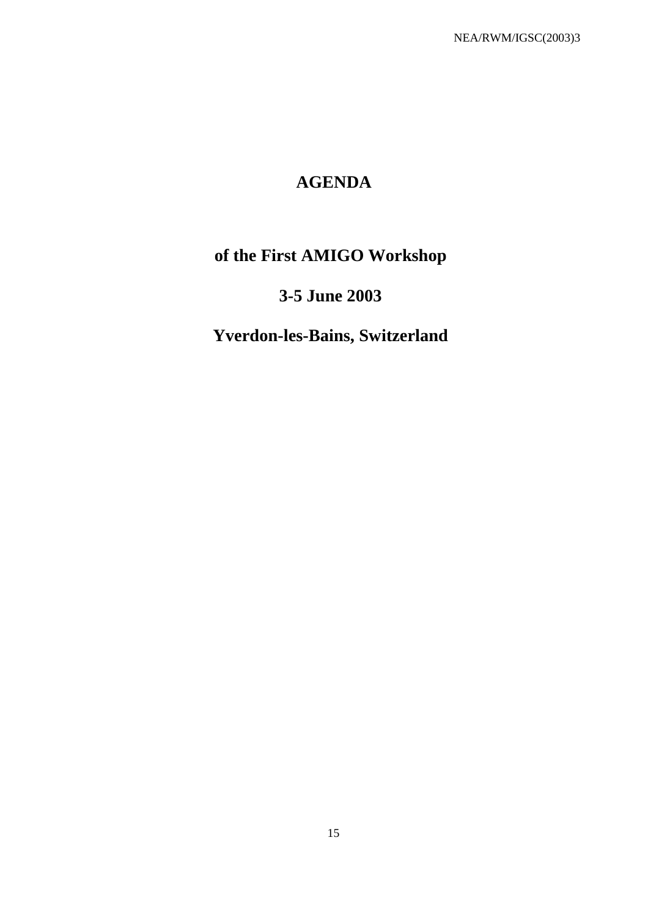# AGENDA

## of the First AMIGO Workshop

## 3-5 June 2003

## Yverdon-les-Bains, Switzerland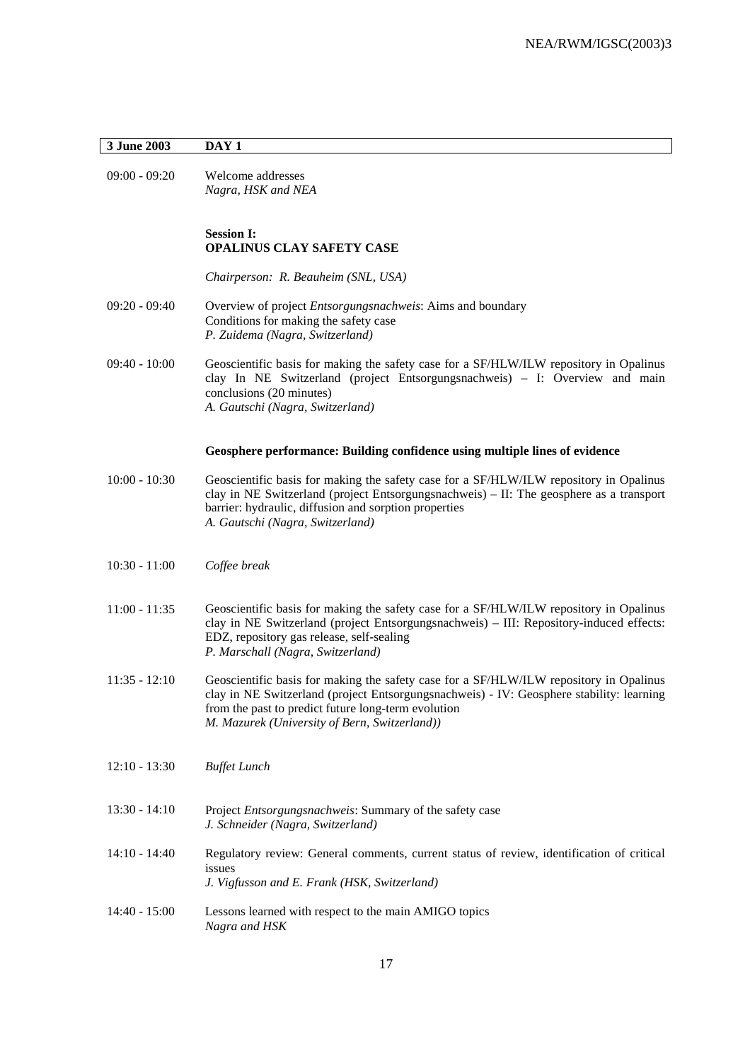| 3 June 2003 | DAY 1 |
|---|---|

09:00 - 09:20 Welcome addresses
*Nagra, HSK and NEA*

**Session I:**
**OPALINUS CLAY SAFETY CASE**

*Chairperson: R. Beauheim (SNL, USA)*

09:20 - 09:40 Overview of project *Entsorgungsnachweis*: Aims and boundary Conditions for making the safety case
*P. Zuidema (Nagra, Switzerland)*

09:40 - 10:00 Geoscientific basis for making the safety case for a SF/HLW/ILW repository in Opalinus clay In NE Switzerland (project Entsorgungsnachweis) – I: Overview and main conclusions (20 minutes)
*A. Gautschi (Nagra, Switzerland)*

**Geosphere performance: Building confidence using multiple lines of evidence**

10:00 - 10:30 Geoscientific basis for making the safety case for a SF/HLW/ILW repository in Opalinus clay in NE Switzerland (project Entsorgungsnachweis) – II: The geosphere as a transport barrier: hydraulic, diffusion and sorption properties
*A. Gautschi (Nagra, Switzerland)*

10:30 - 11:00 *Coffee break*

11:00 - 11:35 Geoscientific basis for making the safety case for a SF/HLW/ILW repository in Opalinus clay in NE Switzerland (project Entsorgungsnachweis) – III: Repository-induced effects: EDZ, repository gas release, self-sealing
*P. Marschall (Nagra, Switzerland)*

11:35 - 12:10 Geoscientific basis for making the safety case for a SF/HLW/ILW repository in Opalinus clay in NE Switzerland (project Entsorgungsnachweis) - IV: Geosphere stability: learning from the past to predict future long-term evolution
*M. Mazurek (University of Bern, Switzerland))*

12:10 - 13:30 *Buffet Lunch*

13:30 - 14:10 Project *Entsorgungsnachweis*: Summary of the safety case
*J. Schneider (Nagra, Switzerland)*

14:10 - 14:40 Regulatory review: General comments, current status of review, identification of critical issues
*J. Vigfusson and E. Frank (HSK, Switzerland)*

14:40 - 15:00 Lessons learned with respect to the main AMIGO topics
*Nagra and HSK*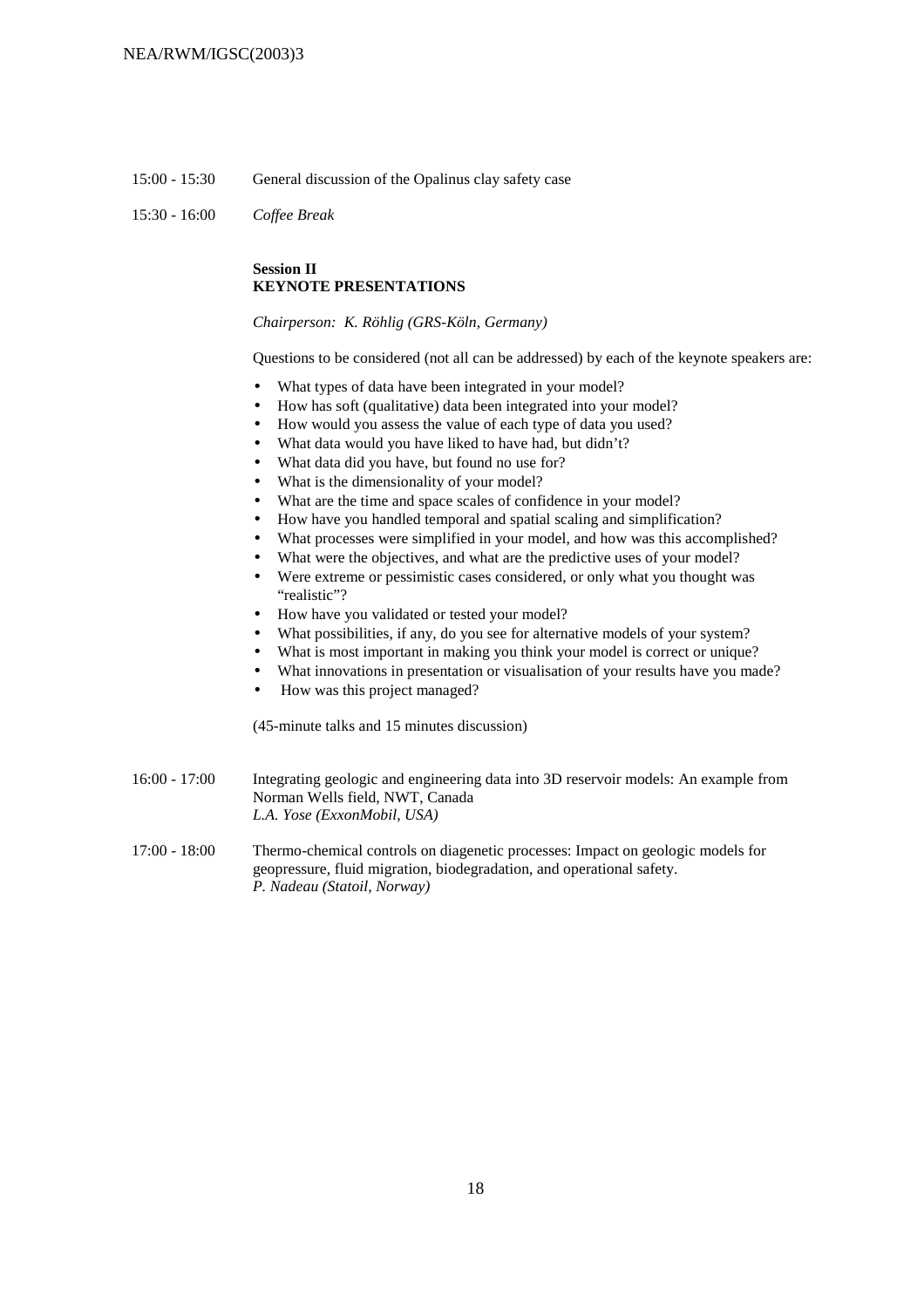15:00 - 15:30 General discussion of the Opalinus clay safety case

15:30 - 16:00 *Coffee Break*

**Session II**
**KEYNOTE PRESENTATIONS**

*Chairperson: K. Röhlig (GRS-Köln, Germany)*

Questions to be considered (not all can be addressed) by each of the keynote speakers are:

- What types of data have been integrated in your model?
- How has soft (qualitative) data been integrated into your model?
- How would you assess the value of each type of data you used?
- What data would you have liked to have had, but didn't?
- What data did you have, but found no use for?
- What is the dimensionality of your model?
- What are the time and space scales of confidence in your model?
- How have you handled temporal and spatial scaling and simplification?
- What processes were simplified in your model, and how was this accomplished?
- What were the objectives, and what are the predictive uses of your model?
- Were extreme or pessimistic cases considered, or only what you thought was "realistic"?
- How have you validated or tested your model?
- What possibilities, if any, do you see for alternative models of your system?
- What is most important in making you think your model is correct or unique?
- What innovations in presentation or visualisation of your results have you made?
- How was this project managed?

(45-minute talks and 15 minutes discussion)

16:00 - 17:00 Integrating geologic and engineering data into 3D reservoir models: An example from Norman Wells field, NWT, Canada
*L.A. Yose (ExxonMobil, USA)*

17:00 - 18:00 Thermo-chemical controls on diagenetic processes: Impact on geologic models for geopressure, fluid migration, biodegradation, and operational safety.
*P. Nadeau (Statoil, Norway)*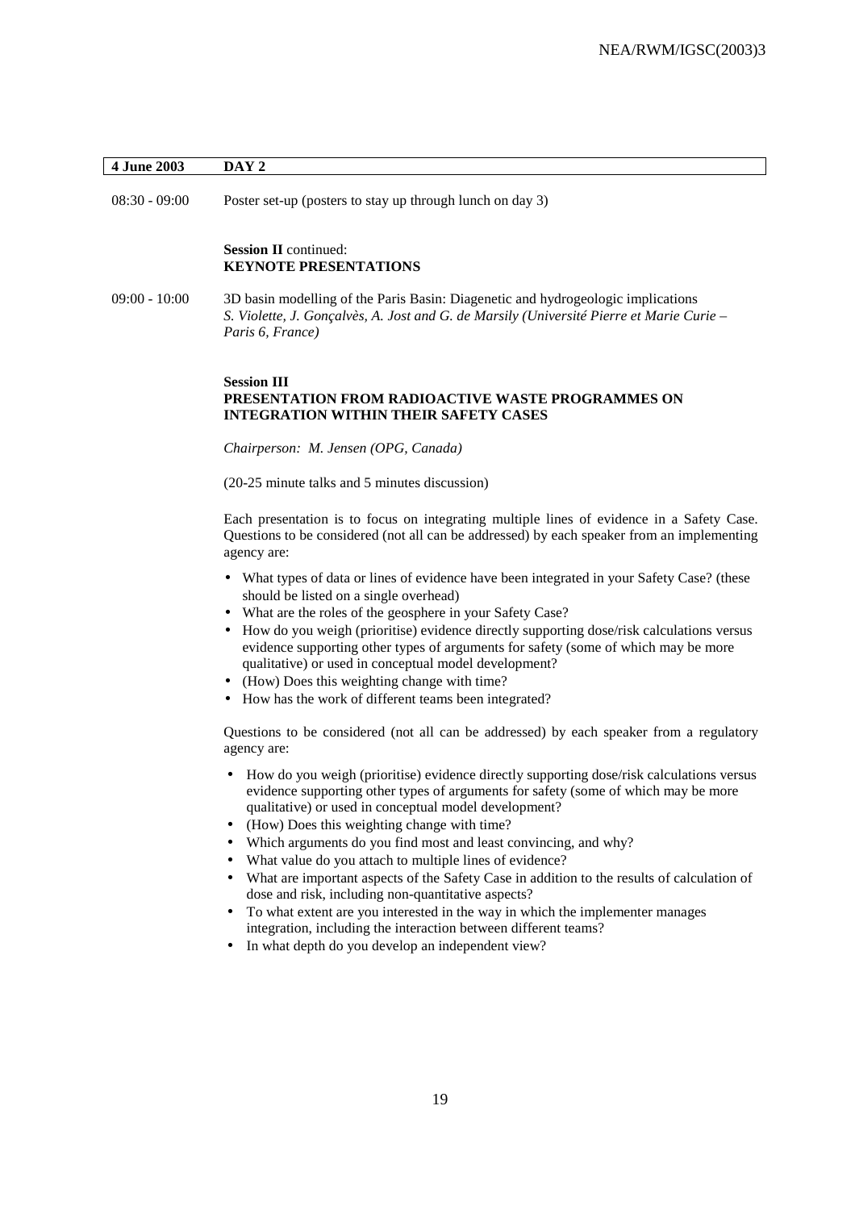| 4 June 2003 | DAY 2 |
|---|---|

08:30 - 09:00 Poster set-up (posters to stay up through lunch on day 3)

**Session II** continued:
**KEYNOTE PRESENTATIONS**

09:00 - 10:00 3D basin modelling of the Paris Basin: Diagenetic and hydrogeologic implications
*S. Violette, J. Gonçalvès, A. Jost and G. de Marsily (Université Pierre et Marie Curie – Paris 6, France)*

**Session III**
**PRESENTATION FROM RADIOACTIVE WASTE PROGRAMMES ON INTEGRATION WITHIN THEIR SAFETY CASES**

*Chairperson: M. Jensen (OPG, Canada)*

(20-25 minute talks and 5 minutes discussion)

Each presentation is to focus on integrating multiple lines of evidence in a Safety Case. Questions to be considered (not all can be addressed) by each speaker from an implementing agency are:

- What types of data or lines of evidence have been integrated in your Safety Case? (these should be listed on a single overhead)
- What are the roles of the geosphere in your Safety Case?
- How do you weigh (prioritise) evidence directly supporting dose/risk calculations versus evidence supporting other types of arguments for safety (some of which may be more qualitative) or used in conceptual model development?
- (How) Does this weighting change with time?
- How has the work of different teams been integrated?

Questions to be considered (not all can be addressed) by each speaker from a regulatory agency are:

- How do you weigh (prioritise) evidence directly supporting dose/risk calculations versus evidence supporting other types of arguments for safety (some of which may be more qualitative) or used in conceptual model development?
- (How) Does this weighting change with time?
- Which arguments do you find most and least convincing, and why?
- What value do you attach to multiple lines of evidence?
- What are important aspects of the Safety Case in addition to the results of calculation of dose and risk, including non-quantitative aspects?
- To what extent are you interested in the way in which the implementer manages integration, including the interaction between different teams?
- In what depth do you develop an independent view?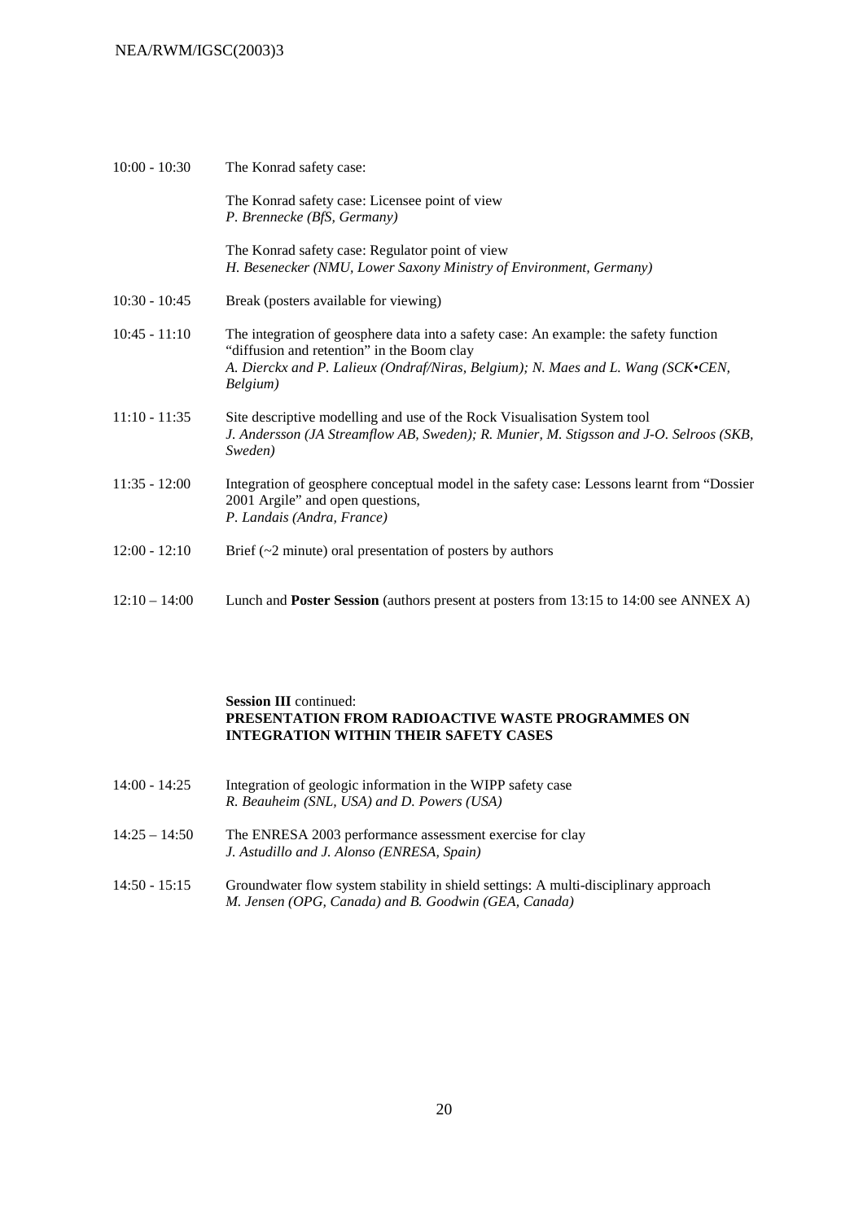| | |
|---|---|
| 10:00 - 10:30 | The Konrad safety case:<br><br>The Konrad safety case: Licensee point of view<br>*P. Brennecke (BfS, Germany)*<br><br>The Konrad safety case: Regulator point of view<br>*H. Besenecker (NMU, Lower Saxony Ministry of Environment, Germany)* |
| 10:30 - 10:45 | Break (posters available for viewing) |
| 10:45 - 11:10 | The integration of geosphere data into a safety case: An example: the safety function "diffusion and retention" in the Boom clay<br>*A. Dierckx and P. Lalieux (Ondraf/Niras, Belgium); N. Maes and L. Wang (SCK•CEN, Belgium)* |
| 11:10 - 11:35 | Site descriptive modelling and use of the Rock Visualisation System tool<br>*J. Andersson (JA Streamflow AB, Sweden); R. Munier, M. Stigsson and J-O. Selroos (SKB, Sweden)* |
| 11:35 - 12:00 | Integration of geosphere conceptual model in the safety case: Lessons learnt from "Dossier 2001 Argile" and open questions,<br>*P. Landais (Andra, France)* |
| 12:00 - 12:10 | Brief (~2 minute) oral presentation of posters by authors |
| 12:10 – 14:00 | Lunch and **Poster Session** (authors present at posters from 13:15 to 14:00 see ANNEX A) |

**Session III** continued:
**PRESENTATION FROM RADIOACTIVE WASTE PROGRAMMES ON INTEGRATION WITHIN THEIR SAFETY CASES**

| | |
|---|---|
| 14:00 - 14:25 | Integration of geologic information in the WIPP safety case<br>*R. Beauheim (SNL, USA) and D. Powers (USA)* |
| 14:25 – 14:50 | The ENRESA 2003 performance assessment exercise for clay<br>*J. Astudillo and J. Alonso (ENRESA, Spain)* |
| 14:50 - 15:15 | Groundwater flow system stability in shield settings: A multi-disciplinary approach<br>*M. Jensen (OPG, Canada) and B. Goodwin (GEA, Canada)* |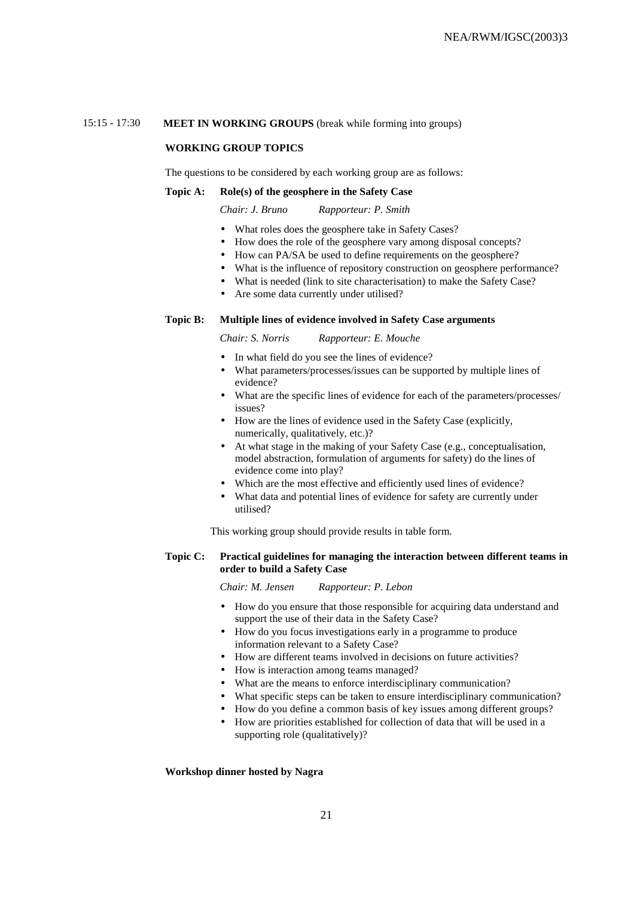15:15 - 17:30 **MEET IN WORKING GROUPS** (break while forming into groups)

**WORKING GROUP TOPICS**

The questions to be considered by each working group are as follows:

**Topic A: Role(s) of the geosphere in the Safety Case**

*Chair: J. Bruno* *Rapporteur: P. Smith*

- What roles does the geosphere take in Safety Cases?
- How does the role of the geosphere vary among disposal concepts?
- How can PA/SA be used to define requirements on the geosphere?
- What is the influence of repository construction on geosphere performance?
- What is needed (link to site characterisation) to make the Safety Case?
- Are some data currently under utilised?

**Topic B: Multiple lines of evidence involved in Safety Case arguments**

*Chair: S. Norris* *Rapporteur: E. Mouche*

- In what field do you see the lines of evidence?
- What parameters/processes/issues can be supported by multiple lines of evidence?
- What are the specific lines of evidence for each of the parameters/processes/ issues?
- How are the lines of evidence used in the Safety Case (explicitly, numerically, qualitatively, etc.)?
- At what stage in the making of your Safety Case (e.g., conceptualisation, model abstraction, formulation of arguments for safety) do the lines of evidence come into play?
- Which are the most effective and efficiently used lines of evidence?
- What data and potential lines of evidence for safety are currently under utilised?

This working group should provide results in table form.

**Topic C: Practical guidelines for managing the interaction between different teams in order to build a Safety Case**

*Chair: M. Jensen* *Rapporteur: P. Lebon*

- How do you ensure that those responsible for acquiring data understand and support the use of their data in the Safety Case?
- How do you focus investigations early in a programme to produce information relevant to a Safety Case?
- How are different teams involved in decisions on future activities?
- How is interaction among teams managed?
- What are the means to enforce interdisciplinary communication?
- What specific steps can be taken to ensure interdisciplinary communication?
- How do you define a common basis of key issues among different groups?
- How are priorities established for collection of data that will be used in a supporting role (qualitatively)?

**Workshop dinner hosted by Nagra**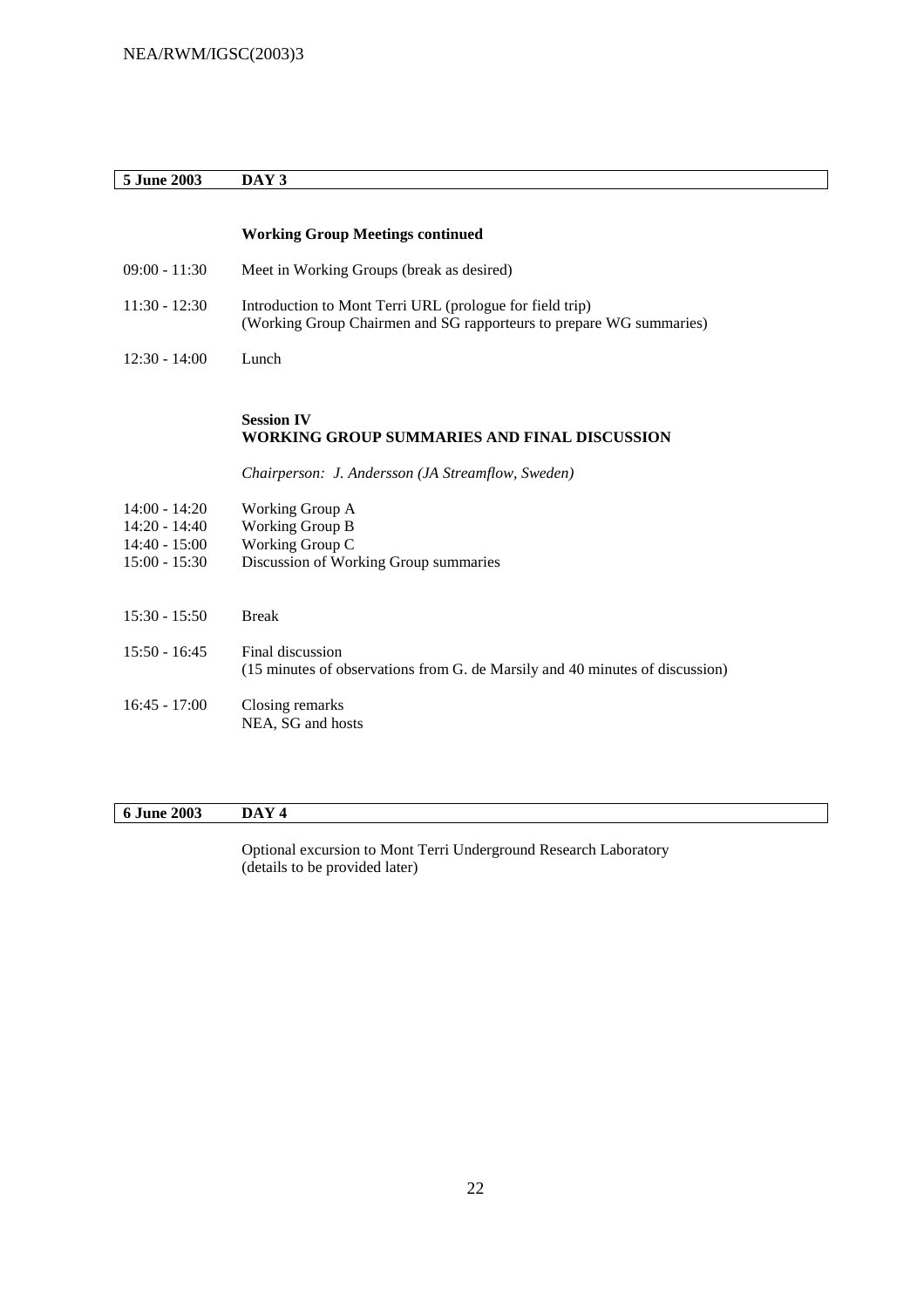| 5 June 2003 | DAY 3 |
|---|---|

**Working Group Meetings continued**

| | |
|---|---|
| 09:00 - 11:30 | Meet in Working Groups (break as desired) |
| 11:30 - 12:30 | Introduction to Mont Terri URL (prologue for field trip)<br>(Working Group Chairmen and SG rapporteurs to prepare WG summaries) |
| 12:30 - 14:00 | Lunch |

**Session IV**
**WORKING GROUP SUMMARIES AND FINAL DISCUSSION**

*Chairperson: J. Andersson (JA Streamflow, Sweden)*

| | |
|---|---|
| 14:00 - 14:20 | Working Group A |
| 14:20 - 14:40 | Working Group B |
| 14:40 - 15:00 | Working Group C |
| 15:00 - 15:30 | Discussion of Working Group summaries |
| 15:30 - 15:50 | Break |
| 15:50 - 16:45 | Final discussion<br>(15 minutes of observations from G. de Marsily and 40 minutes of discussion) |
| 16:45 - 17:00 | Closing remarks<br>NEA, SG and hosts |

| 6 June 2003 | DAY 4 |
|---|---|

Optional excursion to Mont Terri Underground Research Laboratory
(details to be provided later)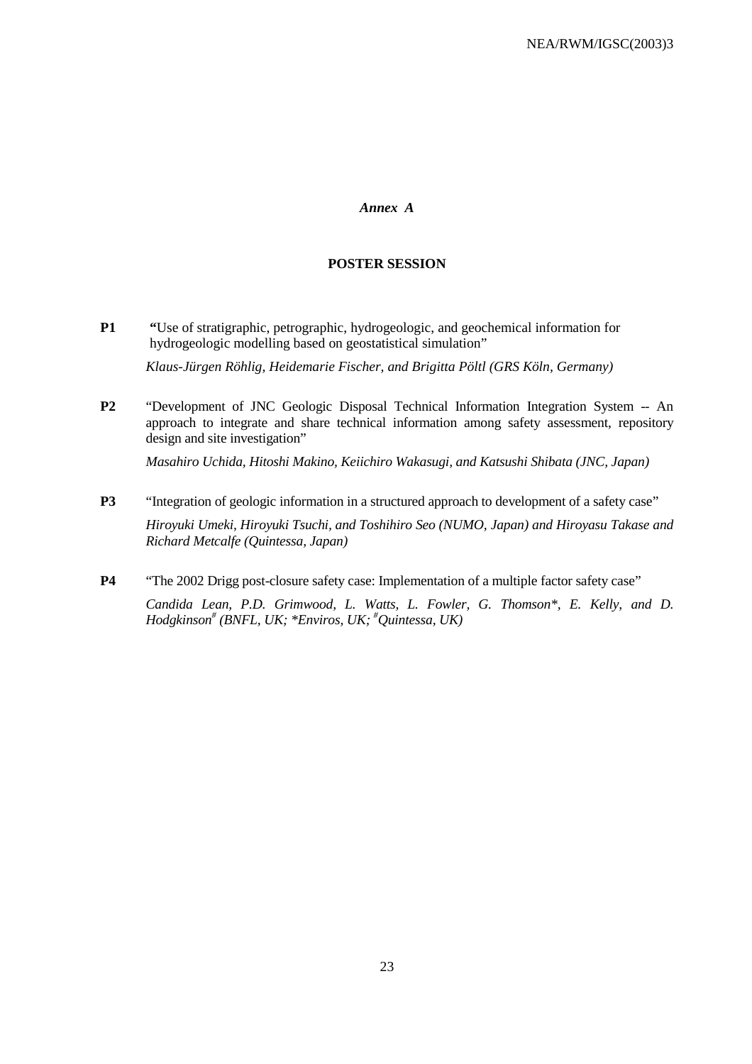### *Annex A*

## POSTER SESSION

**P1** **"**Use of stratigraphic, petrographic, hydrogeologic, and geochemical information for hydrogeologic modelling based on geostatistical simulation"

*Klaus-Jürgen Röhlig, Heidemarie Fischer, and Brigitta Pöltl (GRS Köln, Germany)*

**P2** "Development of JNC Geologic Disposal Technical Information Integration System -- An approach to integrate and share technical information among safety assessment, repository design and site investigation"

*Masahiro Uchida, Hitoshi Makino, Keiichiro Wakasugi, and Katsushi Shibata (JNC, Japan)*

**P3** "Integration of geologic information in a structured approach to development of a safety case"

*Hiroyuki Umeki, Hiroyuki Tsuchi, and Toshihiro Seo (NUMO, Japan) and Hiroyasu Takase and Richard Metcalfe (Quintessa, Japan)*

**P4** "The 2002 Drigg post-closure safety case: Implementation of a multiple factor safety case"

*Candida Lean, P.D. Grimwood, L. Watts, L. Fowler, G. Thomson\*, E. Kelly, and D. Hodgkinson[#] (BNFL, UK; \*Enviros, UK; [#]Quintessa, UK)*